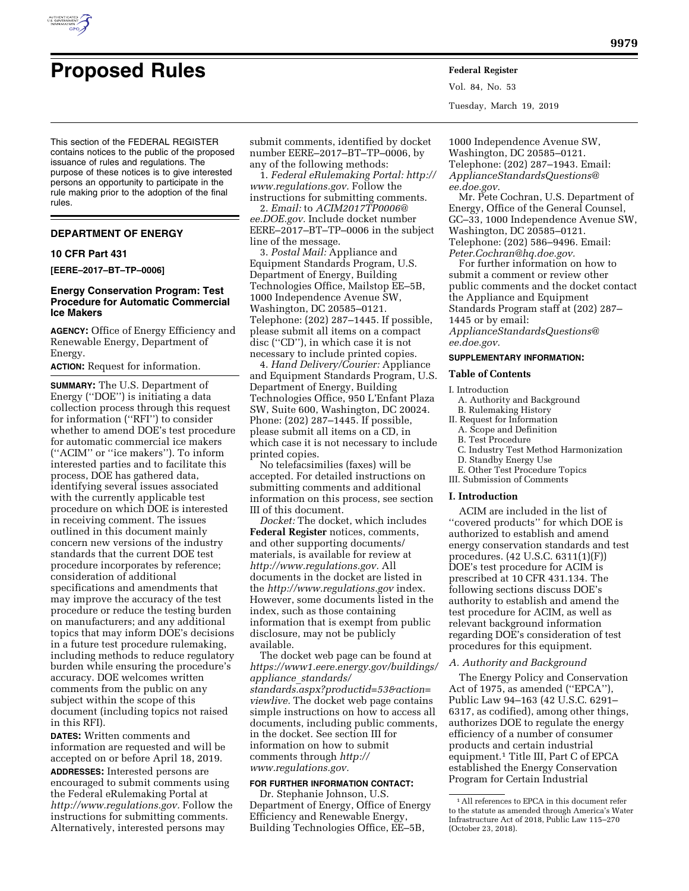# Proposed Rules

This section of the FEDERAL REGISTER contains notices to the public of the proposed issuance of rules and regulations. The purpose of these notices is to give interested persons an opportunity to participate in the rule making prior to the adoption of the final rules.

## DEPARTMENT OF ENERGY

### 10 CFR Part 431

**[EERE–2017–BT–TP–0006]**

### Energy Conservation Program: Test Procedure for Automatic Commercial Ice Makers

**AGENCY:** Office of Energy Efficiency and Renewable Energy, Department of Energy.

**ACTION:** Request for information.

**SUMMARY:** The U.S. Department of Energy (''DOE'') is initiating a data collection process through this request for information (''RFI'') to consider whether to amend DOE's test procedure for automatic commercial ice makers (''ACIM'' or ''ice makers''). To inform interested parties and to facilitate this process, DOE has gathered data, identifying several issues associated with the currently applicable test procedure on which DOE is interested in receiving comment. The issues outlined in this document mainly concern new versions of the industry standards that the current DOE test procedure incorporates by reference; consideration of additional specifications and amendments that may improve the accuracy of the test procedure or reduce the testing burden on manufacturers; and any additional topics that may inform DOE's decisions in a future test procedure rulemaking, including methods to reduce regulatory burden while ensuring the procedure's accuracy. DOE welcomes written comments from the public on any subject within the scope of this document (including topics not raised in this RFI).

**DATES:** Written comments and information are requested and will be accepted on or before April 18, 2019.

**ADDRESSES:** Interested persons are encouraged to submit comments using the Federal eRulemaking Portal at *http://www.regulations.gov.* Follow the instructions for submitting comments. Alternatively, interested persons may submit comments, identified by docket number EERE–2017–BT–TP–0006, by any of the following methods:

1. *Federal eRulemaking Portal: http://www.regulations.gov.* Follow the instructions for submitting comments.
2. *Email:* to *ACIM2017TP0006@ee.DOE.gov.* Include docket number EERE–2017–BT–TP–0006 in the subject line of the message.
3. *Postal Mail:* Appliance and Equipment Standards Program, U.S. Department of Energy, Building Technologies Office, Mailstop EE–5B, 1000 Independence Avenue SW, Washington, DC 20585–0121. Telephone: (202) 287–1445. If possible, please submit all items on a compact disc (''CD''), in which case it is not necessary to include printed copies.
4. *Hand Delivery/Courier:* Appliance and Equipment Standards Program, U.S. Department of Energy, Building Technologies Office, 950 L'Enfant Plaza SW, Suite 600, Washington, DC 20024. Phone: (202) 287–1445. If possible, please submit all items on a CD, in which case it is not necessary to include printed copies.

No telefacsimilies (faxes) will be accepted. For detailed instructions on submitting comments and additional information on this process, see section III of this document.

*Docket:* The docket, which includes **Federal Register** notices, comments, and other supporting documents/materials, is available for review at *http://www.regulations.gov.* All documents in the docket are listed in the *http://www.regulations.gov* index. However, some documents listed in the index, such as those containing information that is exempt from public disclosure, may not be publicly available.

The docket web page can be found at *https://www1.eere.energy.gov/buildings/appliance_standards/standards.aspx?productid=53&action=viewlive.* The docket web page contains simple instructions on how to access all documents, including public comments, in the docket. See section III for information on how to submit comments through *http://www.regulations.gov.*

**FOR FURTHER INFORMATION CONTACT:** Dr. Stephanie Johnson, U.S. Department of Energy, Office of Energy Efficiency and Renewable Energy, Building Technologies Office, EE–5B, 1000 Independence Avenue SW, Washington, DC 20585–0121. Telephone: (202) 287–1943. Email: *ApplianceStandardsQuestions@ee.doe.gov.*

Mr. Pete Cochran, U.S. Department of Energy, Office of the General Counsel, GC–33, 1000 Independence Avenue SW, Washington, DC 20585–0121. Telephone: (202) 586–9496. Email: *Peter.Cochran@hq.doe.gov.*

For further information on how to submit a comment or review other public comments and the docket contact the Appliance and Equipment Standards Program staff at (202) 287–1445 or by email: *ApplianceStandardsQuestions@ee.doe.gov.*

**SUPPLEMENTARY INFORMATION:**

**Table of Contents**

- I. Introduction
  - A. Authority and Background
  - B. Rulemaking History
- II. Request for Information
  - A. Scope and Definition
  - B. Test Procedure
  - C. Industry Test Method Harmonization
  - D. Standby Energy Use
  - E. Other Test Procedure Topics
- III. Submission of Comments

## I. Introduction

ACIM are included in the list of ''covered products'' for which DOE is authorized to establish and amend energy conservation standards and test procedures. (42 U.S.C. 6311(1)(F)) DOE's test procedure for ACIM is prescribed at 10 CFR 431.134. The following sections discuss DOE's authority to establish and amend the test procedure for ACIM, as well as relevant background information regarding DOE's consideration of test procedures for this equipment.

### A. Authority and Background

The Energy Policy and Conservation Act of 1975, as amended (''EPCA''), Public Law 94–163 (42 U.S.C. 6291–6317, as codified), among other things, authorizes DOE to regulate the energy efficiency of a number of consumer products and certain industrial equipment.[1] Title III, Part C of EPCA established the Energy Conservation Program for Certain Industrial

[1] All references to EPCA in this document refer to the statute as amended through America's Water Infrastructure Act of 2018, Public Law 115–270 (October 23, 2018).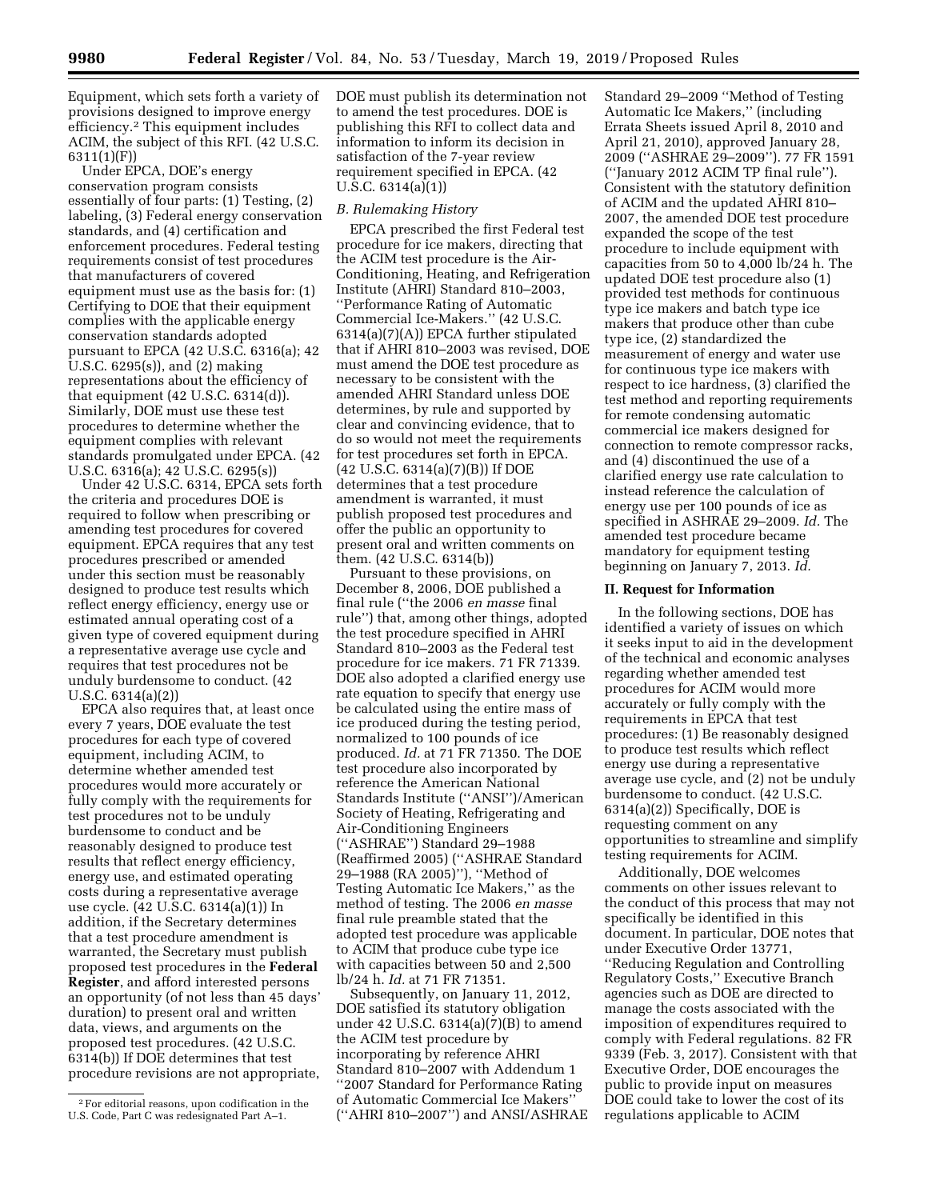Equipment, which sets forth a variety of provisions designed to improve energy efficiency.[2] This equipment includes ACIM, the subject of this RFI. (42 U.S.C. 6311(1)(F))

Under EPCA, DOE's energy conservation program consists essentially of four parts: (1) Testing, (2) labeling, (3) Federal energy conservation standards, and (4) certification and enforcement procedures. Federal testing requirements consist of test procedures that manufacturers of covered equipment must use as the basis for: (1) Certifying to DOE that their equipment complies with the applicable energy conservation standards adopted pursuant to EPCA (42 U.S.C. 6316(a); 42 U.S.C. 6295(s)), and (2) making representations about the efficiency of that equipment (42 U.S.C. 6314(d)). Similarly, DOE must use these test procedures to determine whether the equipment complies with relevant standards promulgated under EPCA. (42 U.S.C. 6316(a); 42 U.S.C. 6295(s))

Under 42 U.S.C. 6314, EPCA sets forth the criteria and procedures DOE is required to follow when prescribing or amending test procedures for covered equipment. EPCA requires that any test procedures prescribed or amended under this section must be reasonably designed to produce test results which reflect energy efficiency, energy use or estimated annual operating cost of a given type of covered equipment during a representative average use cycle and requires that test procedures not be unduly burdensome to conduct. (42 U.S.C. 6314(a)(2))

EPCA also requires that, at least once every 7 years, DOE evaluate the test procedures for each type of covered equipment, including ACIM, to determine whether amended test procedures would more accurately or fully comply with the requirements for test procedures not to be unduly burdensome to conduct and be reasonably designed to produce test results that reflect energy efficiency, energy use, and estimated operating costs during a representative average use cycle. (42 U.S.C. 6314(a)(1)) In addition, if the Secretary determines that a test procedure amendment is warranted, the Secretary must publish proposed test procedures in the **Federal Register**, and afford interested persons an opportunity (of not less than 45 days' duration) to present oral and written data, views, and arguments on the proposed test procedures. (42 U.S.C. 6314(b)) If DOE determines that test procedure revisions are not appropriate, DOE must publish its determination not to amend the test procedures. DOE is publishing this RFI to collect data and information to inform its decision in satisfaction of the 7-year review requirement specified in EPCA. (42 U.S.C. 6314(a)(1))

### *B. Rulemaking History*

EPCA prescribed the first Federal test procedure for ice makers, directing that the ACIM test procedure is the Air-Conditioning, Heating, and Refrigeration Institute (AHRI) Standard 810–2003, ''Performance Rating of Automatic Commercial Ice-Makers.'' (42 U.S.C. 6314(a)(7)(A)) EPCA further stipulated that if AHRI 810–2003 was revised, DOE must amend the DOE test procedure as necessary to be consistent with the amended AHRI Standard unless DOE determines, by rule and supported by clear and convincing evidence, that to do so would not meet the requirements for test procedures set forth in EPCA. (42 U.S.C. 6314(a)(7)(B)) If DOE determines that a test procedure amendment is warranted, it must publish proposed test procedures and offer the public an opportunity to present oral and written comments on them. (42 U.S.C. 6314(b))

Pursuant to these provisions, on December 8, 2006, DOE published a final rule (''the 2006 *en masse* final rule'') that, among other things, adopted the test procedure specified in AHRI Standard 810–2003 as the Federal test procedure for ice makers. 71 FR 71339. DOE also adopted a clarified energy use rate equation to specify that energy use be calculated using the entire mass of ice produced during the testing period, normalized to 100 pounds of ice produced. *Id.* at 71 FR 71350. The DOE test procedure also incorporated by reference the American National Standards Institute (''ANSI'')/American Society of Heating, Refrigerating and Air-Conditioning Engineers (''ASHRAE'') Standard 29–1988 (Reaffirmed 2005) (''ASHRAE Standard 29–1988 (RA 2005)''), ''Method of Testing Automatic Ice Makers,'' as the method of testing. The 2006 *en masse* final rule preamble stated that the adopted test procedure was applicable to ACIM that produce cube type ice with capacities between 50 and 2,500 lb/24 h. *Id.* at 71 FR 71351.

Subsequently, on January 11, 2012, DOE satisfied its statutory obligation under 42 U.S.C. 6314(a)(7)(B) to amend the ACIM test procedure by incorporating by reference AHRI Standard 810–2007 with Addendum 1 ''2007 Standard for Performance Rating of Automatic Commercial Ice Makers'' (''AHRI 810–2007'') and ANSI/ASHRAE Standard 29–2009 ''Method of Testing Automatic Ice Makers,'' (including Errata Sheets issued April 8, 2010 and April 21, 2010), approved January 28, 2009 (''ASHRAE 29–2009''). 77 FR 1591 (''January 2012 ACIM TP final rule''). Consistent with the statutory definition of ACIM and the updated AHRI 810–2007, the amended DOE test procedure expanded the scope of the test procedure to include equipment with capacities from 50 to 4,000 lb/24 h. The updated DOE test procedure also (1) provided test methods for continuous type ice makers and batch type ice makers that produce other than cube type ice, (2) standardized the measurement of energy and water use for continuous type ice makers with respect to ice hardness, (3) clarified the test method and reporting requirements for remote condensing automatic commercial ice makers designed for connection to remote compressor racks, and (4) discontinued the use of a clarified energy use rate calculation to instead reference the calculation of energy use per 100 pounds of ice as specified in ASHRAE 29–2009. *Id.* The amended test procedure became mandatory for equipment testing beginning on January 7, 2013. *Id.*

## II. Request for Information

In the following sections, DOE has identified a variety of issues on which it seeks input to aid in the development of the technical and economic analyses regarding whether amended test procedures for ACIM would more accurately or fully comply with the requirements in EPCA that test procedures: (1) Be reasonably designed to produce test results which reflect energy use during a representative average use cycle, and (2) not be unduly burdensome to conduct. (42 U.S.C. 6314(a)(2)) Specifically, DOE is requesting comment on any opportunities to streamline and simplify testing requirements for ACIM.

Additionally, DOE welcomes comments on other issues relevant to the conduct of this process that may not specifically be identified in this document. In particular, DOE notes that under Executive Order 13771, ''Reducing Regulation and Controlling Regulatory Costs,'' Executive Branch agencies such as DOE are directed to manage the costs associated with the imposition of expenditures required to comply with Federal regulations. 82 FR 9339 (Feb. 3, 2017). Consistent with that Executive Order, DOE encourages the public to provide input on measures DOE could take to lower the cost of its regulations applicable to ACIM

[2] For editorial reasons, upon codification in the U.S. Code, Part C was redesignated Part A–1.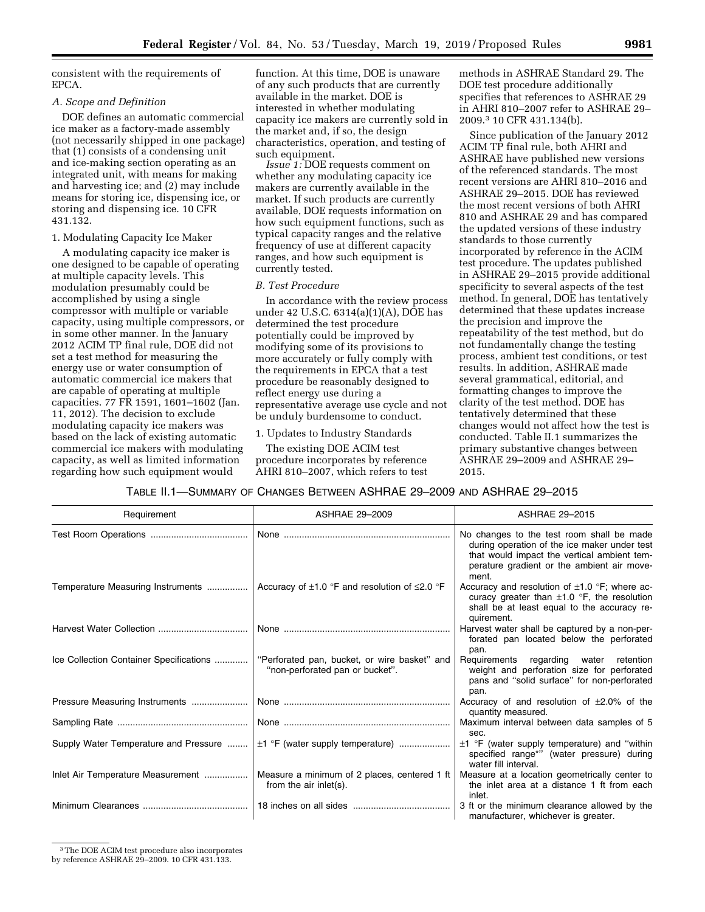consistent with the requirements of EPCA.

### A. Scope and Definition

DOE defines an automatic commercial ice maker as a factory-made assembly (not necessarily shipped in one package) that (1) consists of a condensing unit and ice-making section operating as an integrated unit, with means for making and harvesting ice; and (2) may include means for storing ice, dispensing ice, or storing and dispensing ice. 10 CFR 431.132.

#### 1. Modulating Capacity Ice Maker

A modulating capacity ice maker is one designed to be capable of operating at multiple capacity levels. This modulation presumably could be accomplished by using a single compressor with multiple or variable capacity, using multiple compressors, or in some other manner. In the January 2012 ACIM TP final rule, DOE did not set a test method for measuring the energy use or water consumption of automatic commercial ice makers that are capable of operating at multiple capacities. 77 FR 1591, 1601–1602 (Jan. 11, 2012). The decision to exclude modulating capacity ice makers was based on the lack of existing automatic commercial ice makers with modulating capacity, as well as limited information regarding how such equipment would function. At this time, DOE is unaware of any such products that are currently available in the market. DOE is interested in whether modulating capacity ice makers are currently sold in the market and, if so, the design characteristics, operation, and testing of such equipment.

*Issue 1:* DOE requests comment on whether any modulating capacity ice makers are currently available in the market. If such products are currently available, DOE requests information on how such equipment functions, such as typical capacity ranges and the relative frequency of use at different capacity ranges, and how such equipment is currently tested.

### B. Test Procedure

In accordance with the review process under 42 U.S.C. 6314(a)(1)(A), DOE has determined the test procedure potentially could be improved by modifying some of its provisions to more accurately or fully comply with the requirements in EPCA that a test procedure be reasonably designed to reflect energy use during a representative average use cycle and not be unduly burdensome to conduct.

#### 1. Updates to Industry Standards

The existing DOE ACIM test procedure incorporates by reference AHRI 810–2007, which refers to test methods in ASHRAE Standard 29. The DOE test procedure additionally specifies that references to ASHRAE 29 in AHRI 810–2007 refer to ASHRAE 29–2009.[3] 10 CFR 431.134(b).

Since publication of the January 2012 ACIM TP final rule, both AHRI and ASHRAE have published new versions of the referenced standards. The most recent versions are AHRI 810–2016 and ASHRAE 29–2015. DOE has reviewed the most recent versions of both AHRI 810 and ASHRAE 29 and has compared the updated versions of these industry standards to those currently incorporated by reference in the ACIM test procedure. The updates published in ASHRAE 29–2015 provide additional specificity to several aspects of the test method. In general, DOE has tentatively determined that these updates increase the precision and improve the repeatability of the test method, but do not fundamentally change the testing process, ambient test conditions, or test results. In addition, ASHRAE made several grammatical, editorial, and formatting changes to improve the clarity of the test method. DOE has tentatively determined that these changes would not affect how the test is conducted. Table II.1 summarizes the primary substantive changes between ASHRAE 29–2009 and ASHRAE 29–2015.

TABLE II.1—SUMMARY OF CHANGES BETWEEN ASHRAE 29–2009 AND ASHRAE 29–2015

| Requirement | ASHRAE 29–2009 | ASHRAE 29–2015 |
|---|---|---|
| Test Room Operations | None | No changes to the test room shall be made during operation of the ice maker under test that would impact the vertical ambient temperature gradient or the ambient air movement. |
| Temperature Measuring Instruments | Accuracy of ±1.0 °F and resolution of ≤2.0 °F | Accuracy and resolution of ±1.0 °F; where accuracy greater than ±1.0 °F, the resolution shall be at least equal to the accuracy requirement. |
| Harvest Water Collection | None | Harvest water shall be captured by a non-perforated pan located below the perforated pan. |
| Ice Collection Container Specifications | "Perforated pan, bucket, or wire basket" and "non-perforated pan or bucket". | Requirements regarding water retention weight and perforation size for perforated pans and "solid surface" for non-perforated pan. |
| Pressure Measuring Instruments | None | Accuracy of and resolution of ±2.0% of the quantity measured. |
| Sampling Rate | None | Maximum interval between data samples of 5 sec. |
| Supply Water Temperature and Pressure | ±1 °F (water supply temperature) | ±1 °F (water supply temperature) and "within specified range*" (water pressure) during water fill interval. |
| Inlet Air Temperature Measurement | Measure a minimum of 2 places, centered 1 ft from the air inlet(s). | Measure at a location geometrically center to the inlet area at a distance 1 ft from each inlet. |
| Minimum Clearances | 18 inches on all sides | 3 ft or the minimum clearance allowed by the manufacturer, whichever is greater. |

[3] The DOE ACIM test procedure also incorporates by reference ASHRAE 29–2009. 10 CFR 431.133.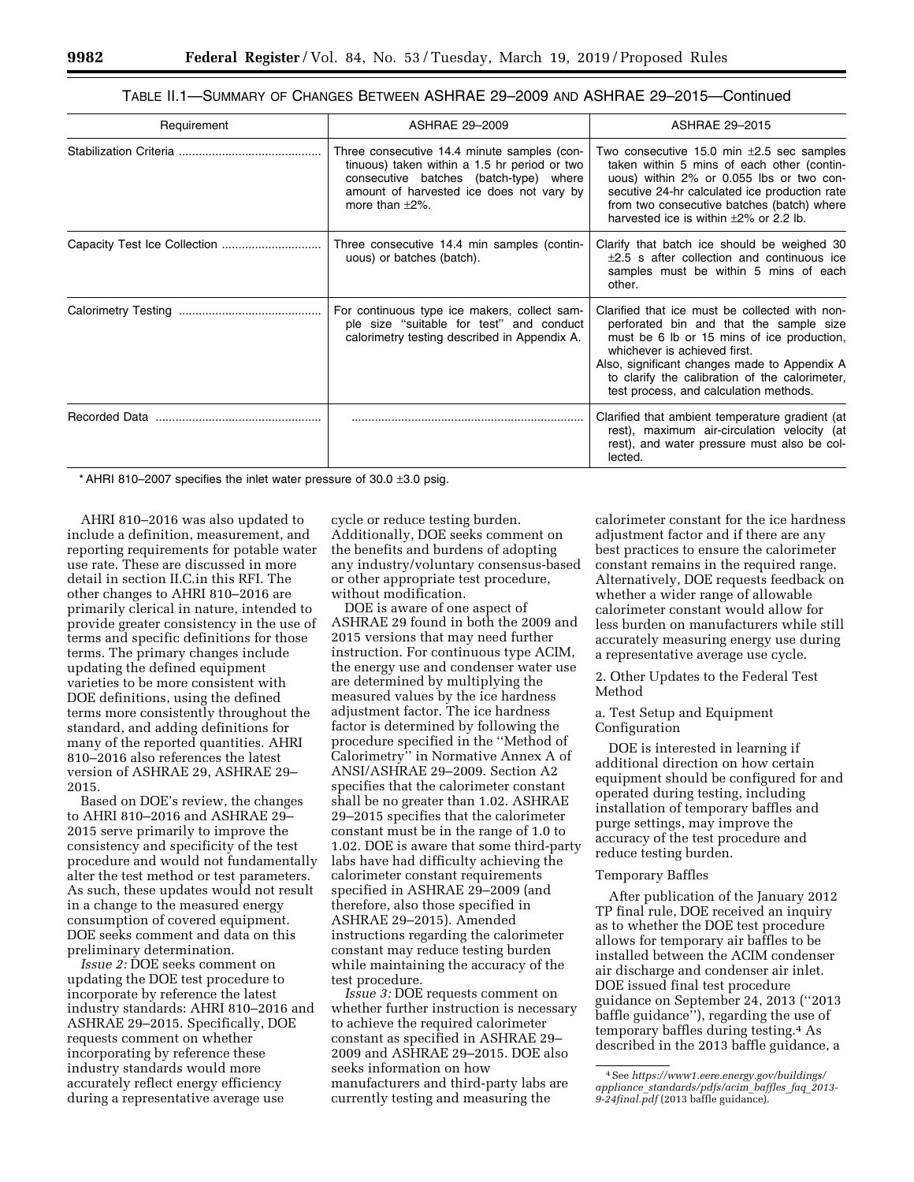TABLE II.1—SUMMARY OF CHANGES BETWEEN ASHRAE 29–2009 AND ASHRAE 29–2015—Continued

| Requirement | ASHRAE 29–2009 | ASHRAE 29–2015 |
| --- | --- | --- |
| Stabilization Criteria | Three consecutive 14.4 minute samples (continuous) taken within a 1.5 hr period or two consecutive batches (batch-type) where amount of harvested ice does not vary by more than ±2%. | Two consecutive 15.0 min ±2.5 sec samples taken within 5 mins of each other (continuous) within 2% or 0.055 lbs or two consecutive 24-hr calculated ice production rate from two consecutive batches (batch) where harvested ice is within ±2% or 2.2 lb. |
| Capacity Test Ice Collection | Three consecutive 14.4 min samples (continuous) or batches (batch). | Clarify that batch ice should be weighed 30 ±2.5 s after collection and continuous ice samples must be within 5 mins of each other. |
| Calorimetry Testing | For continuous type ice makers, collect sample size "suitable for test" and conduct calorimetry testing described in Appendix A. | Clarified that ice must be collected with non-perforated bin and that the sample size must be 6 lb or 15 mins of ice production, whichever is achieved first.<br>Also, significant changes made to Appendix A to clarify the calibration of the calorimeter, test process, and calculation methods. |
| Recorded Data | ............................................................... | Clarified that ambient temperature gradient (at rest), maximum air-circulation velocity (at rest), and water pressure must also be collected. |

\* AHRI 810–2007 specifies the inlet water pressure of 30.0 ±3.0 psig.

AHRI 810–2016 was also updated to include a definition, measurement, and reporting requirements for potable water use rate. These are discussed in more detail in section II.C.in this RFI. The other changes to AHRI 810–2016 are primarily clerical in nature, intended to provide greater consistency in the use of terms and specific definitions for those terms. The primary changes include updating the defined equipment varieties to be more consistent with DOE definitions, using the defined terms more consistently throughout the standard, and adding definitions for many of the reported quantities. AHRI 810–2016 also references the latest version of ASHRAE 29, ASHRAE 29–2015.

Based on DOE's review, the changes to AHRI 810–2016 and ASHRAE 29–2015 serve primarily to improve the consistency and specificity of the test procedure and would not fundamentally alter the test method or test parameters. As such, these updates would not result in a change to the measured energy consumption of covered equipment. DOE seeks comment and data on this preliminary determination.

*Issue 2:* DOE seeks comment on updating the DOE test procedure to incorporate by reference the latest industry standards: AHRI 810–2016 and ASHRAE 29–2015. Specifically, DOE requests comment on whether incorporating by reference these industry standards would more accurately reflect energy efficiency during a representative average use cycle or reduce testing burden. Additionally, DOE seeks comment on the benefits and burdens of adopting any industry/voluntary consensus-based or other appropriate test procedure, without modification.

DOE is aware of one aspect of ASHRAE 29 found in both the 2009 and 2015 versions that may need further instruction. For continuous type ACIM, the energy use and condenser water use are determined by multiplying the measured values by the ice hardness adjustment factor. The ice hardness factor is determined by following the procedure specified in the "Method of Calorimetry" in Normative Annex A of ANSI/ASHRAE 29–2009. Section A2 specifies that the calorimeter constant shall be no greater than 1.02. ASHRAE 29–2015 specifies that the calorimeter constant must be in the range of 1.0 to 1.02. DOE is aware that some third-party labs have had difficulty achieving the calorimeter constant requirements specified in ASHRAE 29–2009 (and therefore, also those specified in ASHRAE 29–2015). Amended instructions regarding the calorimeter constant may reduce testing burden while maintaining the accuracy of the test procedure.

*Issue 3:* DOE requests comment on whether further instruction is necessary to achieve the required calorimeter constant as specified in ASHRAE 29–2009 and ASHRAE 29–2015. DOE also seeks information on how manufacturers and third-party labs are currently testing and measuring the calorimeter constant for the ice hardness adjustment factor and if there are any best practices to ensure the calorimeter constant remains in the required range. Alternatively, DOE requests feedback on whether a wider range of allowable calorimeter constant would allow for less burden on manufacturers while still accurately measuring energy use during a representative average use cycle.

2. Other Updates to the Federal Test Method

a. Test Setup and Equipment Configuration

DOE is interested in learning if additional direction on how certain equipment should be configured for and operated during testing, including installation of temporary baffles and purge settings, may improve the accuracy of the test procedure and reduce testing burden.

Temporary Baffles

After publication of the January 2012 TP final rule, DOE received an inquiry as to whether the DOE test procedure allows for temporary air baffles to be installed between the ACIM condenser air discharge and condenser air inlet. DOE issued final test procedure guidance on September 24, 2013 ("2013 baffle guidance"), regarding the use of temporary baffles during testing.[4] As described in the 2013 baffle guidance, a

[4] See *https://www1.eere.energy.gov/buildings/appliance_standards/pdfs/acim_baffles_faq_2013-9-24final.pdf* (2013 baffle guidance).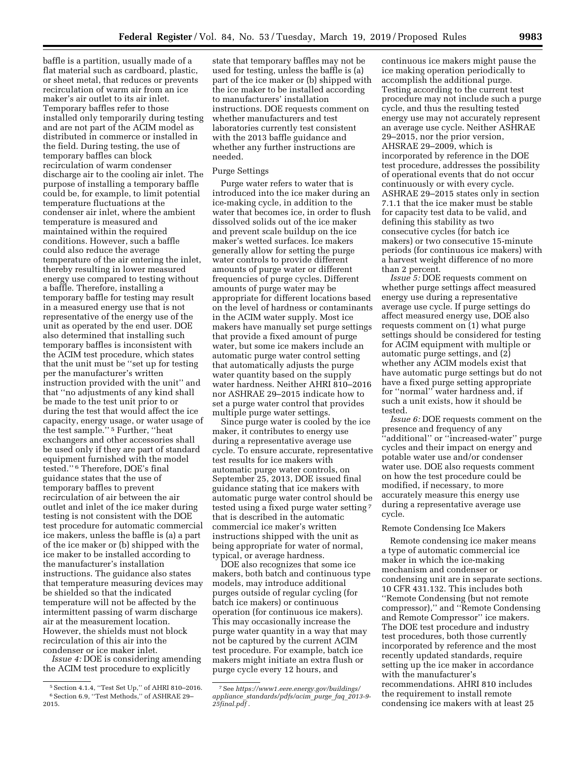baffle is a partition, usually made of a flat material such as cardboard, plastic, or sheet metal, that reduces or prevents recirculation of warm air from an ice maker's air outlet to its air inlet. Temporary baffles refer to those installed only temporarily during testing and are not part of the ACIM model as distributed in commerce or installed in the field. During testing, the use of temporary baffles can block recirculation of warm condenser discharge air to the cooling air inlet. The purpose of installing a temporary baffle could be, for example, to limit potential temperature fluctuations at the condenser air inlet, where the ambient temperature is measured and maintained within the required conditions. However, such a baffle could also reduce the average temperature of the air entering the inlet, thereby resulting in lower measured energy use compared to testing without a baffle. Therefore, installing a temporary baffle for testing may result in a measured energy use that is not representative of the energy use of the unit as operated by the end user. DOE also determined that installing such temporary baffles is inconsistent with the ACIM test procedure, which states that the unit must be ''set up for testing per the manufacturer's written instruction provided with the unit'' and that ''no adjustments of any kind shall be made to the test unit prior to or during the test that would affect the ice capacity, energy usage, or water usage of the test sample.'' [5] Further, ''heat exchangers and other accessories shall be used only if they are part of standard equipment furnished with the model tested.'' [6] Therefore, DOE's final guidance states that the use of temporary baffles to prevent recirculation of air between the air outlet and inlet of the ice maker during testing is not consistent with the DOE test procedure for automatic commercial ice makers, unless the baffle is (a) a part of the ice maker or (b) shipped with the ice maker to be installed according to the manufacturer's installation instructions. The guidance also states that temperature measuring devices may be shielded so that the indicated temperature will not be affected by the intermittent passing of warm discharge air at the measurement location. However, the shields must not block recirculation of this air into the condenser or ice maker inlet.

*Issue 4:* DOE is considering amending the ACIM test procedure to explicitly state that temporary baffles may not be used for testing, unless the baffle is (a) part of the ice maker or (b) shipped with the ice maker to be installed according to manufacturers' installation instructions. DOE requests comment on whether manufacturers and test laboratories currently test consistent with the 2013 baffle guidance and whether any further instructions are needed.

Purge Settings

Purge water refers to water that is introduced into the ice maker during an ice-making cycle, in addition to the water that becomes ice, in order to flush dissolved solids out of the ice maker and prevent scale buildup on the ice maker's wetted surfaces. Ice makers generally allow for setting the purge water controls to provide different amounts of purge water or different frequencies of purge cycles. Different amounts of purge water may be appropriate for different locations based on the level of hardness or contaminants in the ACIM water supply. Most ice makers have manually set purge settings that provide a fixed amount of purge water, but some ice makers include an automatic purge water control setting that automatically adjusts the purge water quantity based on the supply water hardness. Neither AHRI 810–2016 nor ASHRAE 29–2015 indicate how to set a purge water control that provides multiple purge water settings.

Since purge water is cooled by the ice maker, it contributes to energy use during a representative average use cycle. To ensure accurate, representative test results for ice makers with automatic purge water controls, on September 25, 2013, DOE issued final guidance stating that ice makers with automatic purge water control should be tested using a fixed purge water setting [7] that is described in the automatic commercial ice maker's written instructions shipped with the unit as being appropriate for water of normal, typical, or average hardness.

DOE also recognizes that some ice makers, both batch and continuous type models, may introduce additional purges outside of regular cycling (for batch ice makers) or continuous operation (for continuous ice makers). This may occasionally increase the purge water quantity in a way that may not be captured by the current ACIM test procedure. For example, batch ice makers might initiate an extra flush or purge cycle every 12 hours, and continuous ice makers might pause the ice making operation periodically to accomplish the additional purge. Testing according to the current test procedure may not include such a purge cycle, and thus the resulting tested energy use may not accurately represent an average use cycle. Neither ASHRAE 29–2015, nor the prior version, AHSRAE 29–2009, which is incorporated by reference in the DOE test procedure, addresses the possibility of operational events that do not occur continuously or with every cycle. ASHRAE 29–2015 states only in section 7.1.1 that the ice maker must be stable for capacity test data to be valid, and defining this stability as two consecutive cycles (for batch ice makers) or two consecutive 15-minute periods (for continuous ice makers) with a harvest weight difference of no more than 2 percent.

*Issue 5:* DOE requests comment on whether purge settings affect measured energy use during a representative average use cycle. If purge settings do affect measured energy use, DOE also requests comment on (1) what purge settings should be considered for testing for ACIM equipment with multiple or automatic purge settings, and (2) whether any ACIM models exist that have automatic purge settings but do not have a fixed purge setting appropriate for ''normal'' water hardness and, if such a unit exists, how it should be tested.

*Issue 6:* DOE requests comment on the presence and frequency of any ''additional'' or ''increased-water'' purge cycles and their impact on energy and potable water use and/or condenser water use. DOE also requests comment on how the test procedure could be modified, if necessary, to more accurately measure this energy use during a representative average use cycle.

Remote Condensing Ice Makers

Remote condensing ice maker means a type of automatic commercial ice maker in which the ice-making mechanism and condenser or condensing unit are in separate sections. 10 CFR 431.132. This includes both ''Remote Condensing (but not remote compressor),'' and ''Remote Condensing and Remote Compressor'' ice makers. The DOE test procedure and industry test procedures, both those currently incorporated by reference and the most recently updated standards, require setting up the ice maker in accordance with the manufacturer's recommendations. AHRI 810 includes the requirement to install remote condensing ice makers with at least 25

[5] Section 4.1.4, ''Test Set Up,'' of AHRI 810–2016.

[6] Section 6.9, ''Test Methods,'' of ASHRAE 29–2015.

[7] See *https://www1.eere.energy.gov/buildings/appliance_standards/pdfs/acim_purge_faq_2013-9-25final.pdf*.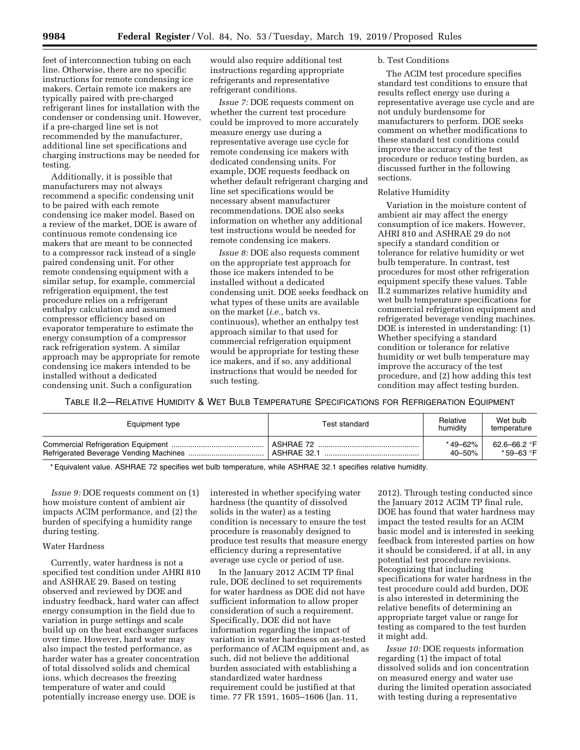feet of interconnection tubing on each line. Otherwise, there are no specific instructions for remote condensing ice makers. Certain remote ice makers are typically paired with pre-charged refrigerant lines for installation with the condenser or condensing unit. However, if a pre-charged line set is not recommended by the manufacturer, additional line set specifications and charging instructions may be needed for testing.

Additionally, it is possible that manufacturers may not always recommend a specific condensing unit to be paired with each remote condensing ice maker model. Based on a review of the market, DOE is aware of continuous remote condensing ice makers that are meant to be connected to a compressor rack instead of a single paired condensing unit. For other remote condensing equipment with a similar setup, for example, commercial refrigeration equipment, the test procedure relies on a refrigerant enthalpy calculation and assumed compressor efficiency based on evaporator temperature to estimate the energy consumption of a compressor rack refrigeration system. A similar approach may be appropriate for remote condensing ice makers intended to be installed without a dedicated condensing unit. Such a configuration would also require additional test instructions regarding appropriate refrigerants and representative refrigerant conditions.

*Issue 7:* DOE requests comment on whether the current test procedure could be improved to more accurately measure energy use during a representative average use cycle for remote condensing ice makers with dedicated condensing units. For example, DOE requests feedback on whether default refrigerant charging and line set specifications would be necessary absent manufacturer recommendations. DOE also seeks information on whether any additional test instructions would be needed for remote condensing ice makers.

*Issue 8:* DOE also requests comment on the appropriate test approach for those ice makers intended to be installed without a dedicated condensing unit. DOE seeks feedback on what types of these units are available on the market (*i.e.,* batch vs. continuous), whether an enthalpy test approach similar to that used for commercial refrigeration equipment would be appropriate for testing these ice makers, and if so, any additional instructions that would be needed for such testing.

b. Test Conditions

The ACIM test procedure specifies standard test conditions to ensure that results reflect energy use during a representative average use cycle and are not unduly burdensome for manufacturers to perform. DOE seeks comment on whether modifications to these standard test conditions could improve the accuracy of the test procedure or reduce testing burden, as discussed further in the following sections.

Relative Humidity

Variation in the moisture content of ambient air may affect the energy consumption of ice makers. However, AHRI 810 and ASHRAE 29 do not specify a standard condition or tolerance for relative humidity or wet bulb temperature. In contrast, test procedures for most other refrigeration equipment specify these values. Table II.2 summarizes relative humidity and wet bulb temperature specifications for commercial refrigeration equipment and refrigerated beverage vending machines. DOE is interested in understanding: (1) Whether specifying a standard condition or tolerance for relative humidity or wet bulb temperature may improve the accuracy of the test procedure, and (2) how adding this test condition may affect testing burden.

TABLE II.2—RELATIVE HUMIDITY & WET BULB TEMPERATURE SPECIFICATIONS FOR REFRIGERATION EQUIPMENT

| Equipment type | Test standard | Relative humidity | Wet bulb temperature |
|---|---|---|---|
| Commercial Refrigeration Equipment | ASHRAE 72 | *49–62% | 62.6–66.2 °F |
| Refrigerated Beverage Vending Machines | ASHRAE 32.1 | 40–50% | *59–63 °F |

\* Equivalent value. ASHRAE 72 specifies wet bulb temperature, while ASHRAE 32.1 specifies relative humidity.

*Issue 9:* DOE requests comment on (1) how moisture content of ambient air impacts ACIM performance, and (2) the burden of specifying a humidity range during testing.

Water Hardness

Currently, water hardness is not a specified test condition under AHRI 810 and ASHRAE 29. Based on testing observed and reviewed by DOE and industry feedback, hard water can affect energy consumption in the field due to variation in purge settings and scale build up on the heat exchanger surfaces over time. However, hard water may also impact the tested performance, as harder water has a greater concentration of total dissolved solids and chemical ions, which decreases the freezing temperature of water and could potentially increase energy use. DOE is interested in whether specifying water hardness (the quantity of dissolved solids in the water) as a testing condition is necessary to ensure the test procedure is reasonably designed to produce test results that measure energy efficiency during a representative average use cycle or period of use.

In the January 2012 ACIM TP final rule, DOE declined to set requirements for water hardness as DOE did not have sufficient information to allow proper consideration of such a requirement. Specifically, DOE did not have information regarding the impact of variation in water hardness on as-tested performance of ACIM equipment and, as such, did not believe the additional burden associated with establishing a standardized water hardness requirement could be justified at that time. 77 FR 1591, 1605–1606 (Jan. 11, 2012). Through testing conducted since the January 2012 ACIM TP final rule, DOE has found that water hardness may impact the tested results for an ACIM basic model and is interested in seeking feedback from interested parties on how it should be considered, if at all, in any potential test procedure revisions. Recognizing that including specifications for water hardness in the test procedure could add burden, DOE is also interested in determining the relative benefits of determining an appropriate target value or range for testing as compared to the test burden it might add.

*Issue 10:* DOE requests information regarding (1) the impact of total dissolved solids and ion concentration on measured energy and water use during the limited operation associated with testing during a representative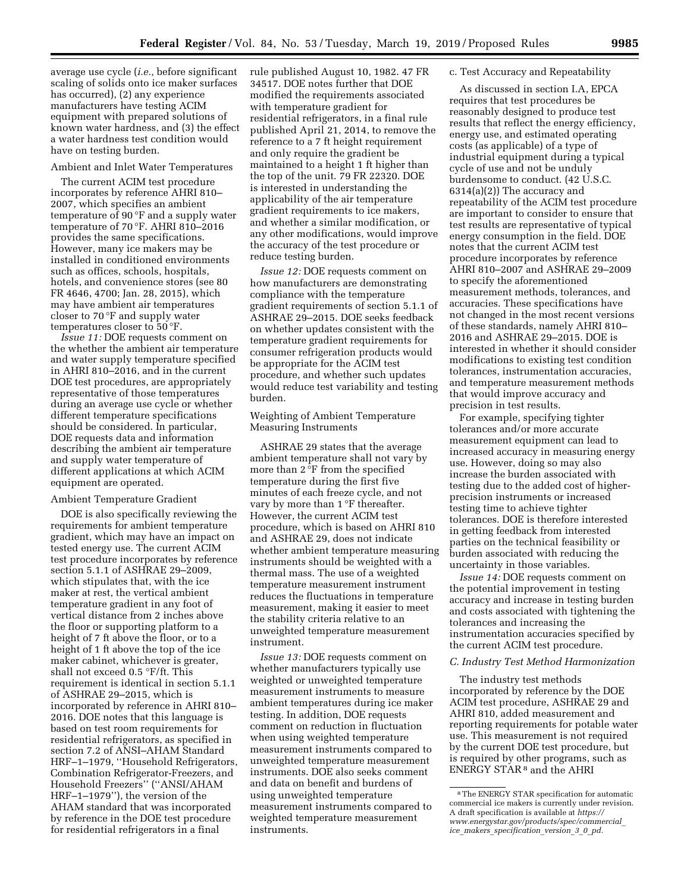average use cycle (*i.e.,* before significant scaling of solids onto ice maker surfaces has occurred), (2) any experience manufacturers have testing ACIM equipment with prepared solutions of known water hardness, and (3) the effect a water hardness test condition would have on testing burden.

Ambient and Inlet Water Temperatures

The current ACIM test procedure incorporates by reference AHRI 810–2007, which specifies an ambient temperature of 90 °F and a supply water temperature of 70 °F. AHRI 810–2016 provides the same specifications. However, many ice makers may be installed in conditioned environments such as offices, schools, hospitals, hotels, and convenience stores (see 80 FR 4646, 4700; Jan. 28, 2015), which may have ambient air temperatures closer to 70 °F and supply water temperatures closer to 50 °F.

*Issue 11:* DOE requests comment on the whether the ambient air temperature and water supply temperature specified in AHRI 810–2016, and in the current DOE test procedures, are appropriately representative of those temperatures during an average use cycle or whether different temperature specifications should be considered. In particular, DOE requests data and information describing the ambient air temperature and supply water temperature of different applications at which ACIM equipment are operated.

Ambient Temperature Gradient

DOE is also specifically reviewing the requirements for ambient temperature gradient, which may have an impact on tested energy use. The current ACIM test procedure incorporates by reference section 5.1.1 of ASHRAE 29–2009, which stipulates that, with the ice maker at rest, the vertical ambient temperature gradient in any foot of vertical distance from 2 inches above the floor or supporting platform to a height of 7 ft above the floor, or to a height of 1 ft above the top of the ice maker cabinet, whichever is greater, shall not exceed 0.5 °F/ft. This requirement is identical in section 5.1.1 of ASHRAE 29–2015, which is incorporated by reference in AHRI 810–2016. DOE notes that this language is based on test room requirements for residential refrigerators, as specified in section 7.2 of ANSI–AHAM Standard HRF–1–1979, ''Household Refrigerators, Combination Refrigerator-Freezers, and Household Freezers'' (''ANSI/AHAM HRF–1–1979''), the version of the AHAM standard that was incorporated by reference in the DOE test procedure for residential refrigerators in a final rule published August 10, 1982. 47 FR 34517. DOE notes further that DOE modified the requirements associated with temperature gradient for residential refrigerators, in a final rule published April 21, 2014, to remove the reference to a 7 ft height requirement and only require the gradient be maintained to a height 1 ft higher than the top of the unit. 79 FR 22320. DOE is interested in understanding the applicability of the air temperature gradient requirements to ice makers, and whether a similar modification, or any other modifications, would improve the accuracy of the test procedure or reduce testing burden.

*Issue 12:* DOE requests comment on how manufacturers are demonstrating compliance with the temperature gradient requirements of section 5.1.1 of ASHRAE 29–2015. DOE seeks feedback on whether updates consistent with the temperature gradient requirements for consumer refrigeration products would be appropriate for the ACIM test procedure, and whether such updates would reduce test variability and testing burden.

Weighting of Ambient Temperature Measuring Instruments

ASHRAE 29 states that the average ambient temperature shall not vary by more than 2 °F from the specified temperature during the first five minutes of each freeze cycle, and not vary by more than 1 °F thereafter. However, the current ACIM test procedure, which is based on AHRI 810 and ASHRAE 29, does not indicate whether ambient temperature measuring instruments should be weighted with a thermal mass. The use of a weighted temperature measurement instrument reduces the fluctuations in temperature measurement, making it easier to meet the stability criteria relative to an unweighted temperature measurement instrument.

*Issue 13:* DOE requests comment on whether manufacturers typically use weighted or unweighted temperature measurement instruments to measure ambient temperatures during ice maker testing. In addition, DOE requests comment on reduction in fluctuation when using weighted temperature measurement instruments compared to unweighted temperature measurement instruments. DOE also seeks comment and data on benefit and burdens of using unweighted temperature measurement instruments compared to weighted temperature measurement instruments.

c. Test Accuracy and Repeatability

As discussed in section I.A, EPCA requires that test procedures be reasonably designed to produce test results that reflect the energy efficiency, energy use, and estimated operating costs (as applicable) of a type of industrial equipment during a typical cycle of use and not be unduly burdensome to conduct. (42 U.S.C. 6314(a)(2)) The accuracy and repeatability of the ACIM test procedure are important to consider to ensure that test results are representative of typical energy consumption in the field. DOE notes that the current ACIM test procedure incorporates by reference AHRI 810–2007 and ASHRAE 29–2009 to specify the aforementioned measurement methods, tolerances, and accuracies. These specifications have not changed in the most recent versions of these standards, namely AHRI 810–2016 and ASHRAE 29–2015. DOE is interested in whether it should consider modifications to existing test condition tolerances, instrumentation accuracies, and temperature measurement methods that would improve accuracy and precision in test results.

For example, specifying tighter tolerances and/or more accurate measurement equipment can lead to increased accuracy in measuring energy use. However, doing so may also increase the burden associated with testing due to the added cost of higher-precision instruments or increased testing time to achieve tighter tolerances. DOE is therefore interested in getting feedback from interested parties on the technical feasibility or burden associated with reducing the uncertainty in those variables.

*Issue 14:* DOE requests comment on the potential improvement in testing accuracy and increase in testing burden and costs associated with tightening the tolerances and increasing the instrumentation accuracies specified by the current ACIM test procedure.

### *C. Industry Test Method Harmonization*

The industry test methods incorporated by reference by the DOE ACIM test procedure, ASHRAE 29 and AHRI 810, added measurement and reporting requirements for potable water use. This measurement is not required by the current DOE test procedure, but is required by other programs, such as ENERGY STAR[8] and the AHRI

[8] The ENERGY STAR specification for automatic commercial ice makers is currently under revision. A draft specification is available at *https://www.energystar.gov/products/spec/commercial_ice_makers_specification_version_3_0_pd.*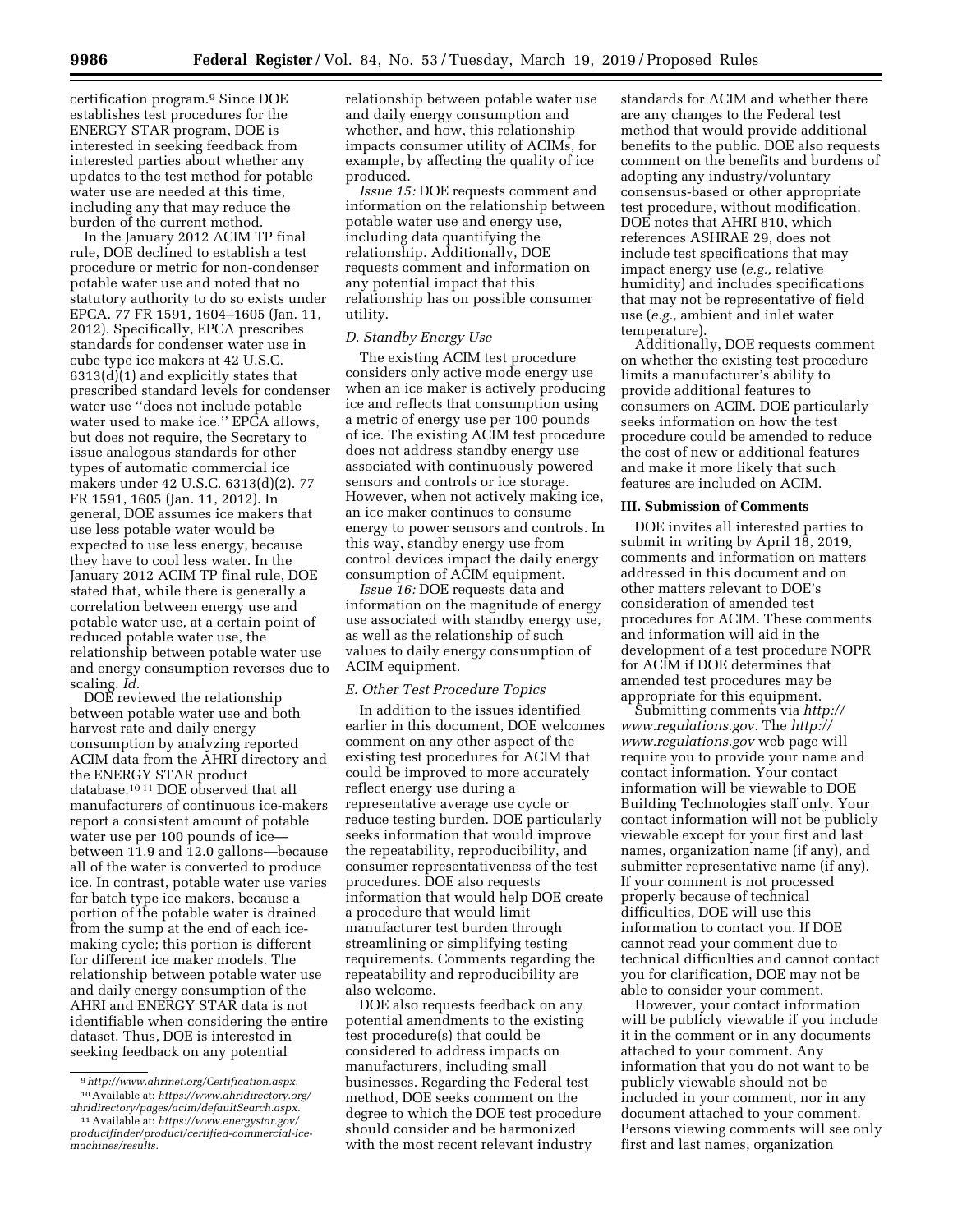certification program.[9] Since DOE establishes test procedures for the ENERGY STAR program, DOE is interested in seeking feedback from interested parties about whether any updates to the test method for potable water use are needed at this time, including any that may reduce the burden of the current method.

In the January 2012 ACIM TP final rule, DOE declined to establish a test procedure or metric for non-condenser potable water use and noted that no statutory authority to do so exists under EPCA. 77 FR 1591, 1604–1605 (Jan. 11, 2012). Specifically, EPCA prescribes standards for condenser water use in cube type ice makers at 42 U.S.C. 6313(d)(1) and explicitly states that prescribed standard levels for condenser water use ''does not include potable water used to make ice.'' EPCA allows, but does not require, the Secretary to issue analogous standards for other types of automatic commercial ice makers under 42 U.S.C. 6313(d)(2). 77 FR 1591, 1605 (Jan. 11, 2012). In general, DOE assumes ice makers that use less potable water would be expected to use less energy, because they have to cool less water. In the January 2012 ACIM TP final rule, DOE stated that, while there is generally a correlation between energy use and potable water use, at a certain point of reduced potable water use, the relationship between potable water use and energy consumption reverses due to scaling. *Id.*

DOE reviewed the relationship between potable water use and both harvest rate and daily energy consumption by analyzing reported ACIM data from the AHRI directory and the ENERGY STAR product database.[10] [11] DOE observed that all manufacturers of continuous ice-makers report a consistent amount of potable water use per 100 pounds of ice—between 11.9 and 12.0 gallons—because all of the water is converted to produce ice. In contrast, potable water use varies for batch type ice makers, because a portion of the potable water is drained from the sump at the end of each ice-making cycle; this portion is different for different ice maker models. The relationship between potable water use and daily energy consumption of the AHRI and ENERGY STAR data is not identifiable when considering the entire dataset. Thus, DOE is interested in seeking feedback on any potential relationship between potable water use and daily energy consumption and whether, and how, this relationship impacts consumer utility of ACIMs, for example, by affecting the quality of ice produced.

*Issue 15:* DOE requests comment and information on the relationship between potable water use and energy use, including data quantifying the relationship. Additionally, DOE requests comment and information on any potential impact that this relationship has on possible consumer utility.

### *D. Standby Energy Use*

The existing ACIM test procedure considers only active mode energy use when an ice maker is actively producing ice and reflects that consumption using a metric of energy use per 100 pounds of ice. The existing ACIM test procedure does not address standby energy use associated with continuously powered sensors and controls or ice storage. However, when not actively making ice, an ice maker continues to consume energy to power sensors and controls. In this way, standby energy use from control devices impact the daily energy consumption of ACIM equipment.

*Issue 16:* DOE requests data and information on the magnitude of energy use associated with standby energy use, as well as the relationship of such values to daily energy consumption of ACIM equipment.

### *E. Other Test Procedure Topics*

In addition to the issues identified earlier in this document, DOE welcomes comment on any other aspect of the existing test procedures for ACIM that could be improved to more accurately reflect energy use during a representative average use cycle or reduce testing burden. DOE particularly seeks information that would improve the repeatability, reproducibility, and consumer representativeness of the test procedures. DOE also requests information that would help DOE create a procedure that would limit manufacturer test burden through streamlining or simplifying testing requirements. Comments regarding the repeatability and reproducibility are also welcome.

DOE also requests feedback on any potential amendments to the existing test procedure(s) that could be considered to address impacts on manufacturers, including small businesses. Regarding the Federal test method, DOE seeks comment on the degree to which the DOE test procedure should consider and be harmonized with the most recent relevant industry standards for ACIM and whether there are any changes to the Federal test method that would provide additional benefits to the public. DOE also requests comment on the benefits and burdens of adopting any industry/voluntary consensus-based or other appropriate test procedure, without modification. DOE notes that AHRI 810, which references ASHRAE 29, does not include test specifications that may impact energy use (*e.g.,* relative humidity) and includes specifications that may not be representative of field use (*e.g.,* ambient and inlet water temperature).

Additionally, DOE requests comment on whether the existing test procedure limits a manufacturer's ability to provide additional features to consumers on ACIM. DOE particularly seeks information on how the test procedure could be amended to reduce the cost of new or additional features and make it more likely that such features are included on ACIM.

## III. Submission of Comments

DOE invites all interested parties to submit in writing by April 18, 2019, comments and information on matters addressed in this document and on other matters relevant to DOE's consideration of amended test procedures for ACIM. These comments and information will aid in the development of a test procedure NOPR for ACIM if DOE determines that amended test procedures may be appropriate for this equipment.

Submitting comments via *http://www.regulations.gov.* The *http://www.regulations.gov* web page will require you to provide your name and contact information. Your contact information will be viewable to DOE Building Technologies staff only. Your contact information will not be publicly viewable except for your first and last names, organization name (if any), and submitter representative name (if any). If your comment is not processed properly because of technical difficulties, DOE will use this information to contact you. If DOE cannot read your comment due to technical difficulties and cannot contact you for clarification, DOE may not be able to consider your comment.

However, your contact information will be publicly viewable if you include it in the comment or in any documents attached to your comment. Any information that you do not want to be publicly viewable should not be included in your comment, nor in any document attached to your comment. Persons viewing comments will see only first and last names, organization

---

[9] *http://www.ahrinet.org/Certification.aspx.*

[10] Available at: *https://www.ahridirectory.org/ahridirectory/pages/acim/defaultSearch.aspx.*

[11] Available at: *https://www.energystar.gov/productfinder/product/certified-commercial-ice-machines/results.*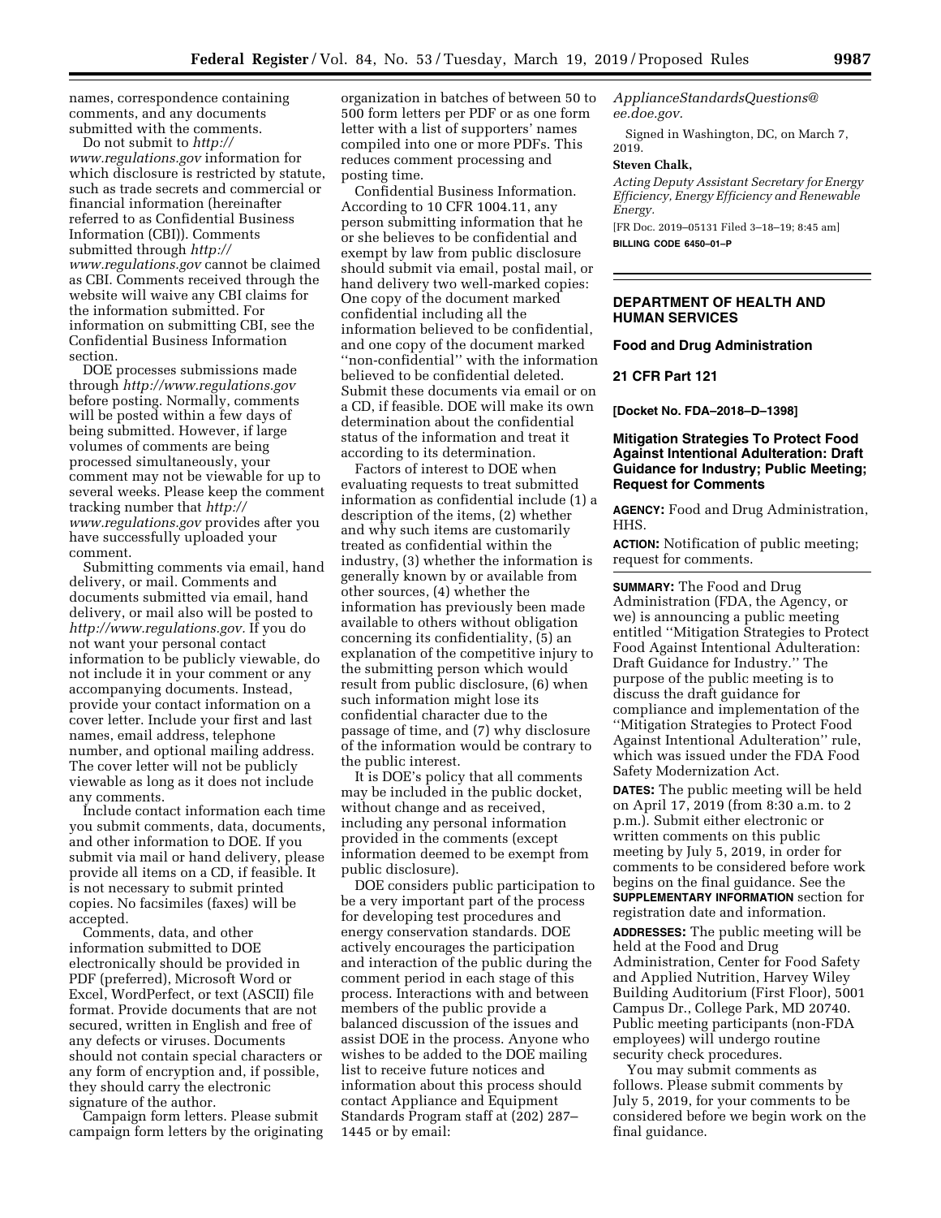names, correspondence containing comments, and any documents submitted with the comments.

Do not submit to *http://www.regulations.gov* information for which disclosure is restricted by statute, such as trade secrets and commercial or financial information (hereinafter referred to as Confidential Business Information (CBI)). Comments submitted through *http://www.regulations.gov* cannot be claimed as CBI. Comments received through the website will waive any CBI claims for the information submitted. For information on submitting CBI, see the Confidential Business Information section.

DOE processes submissions made through *http://www.regulations.gov* before posting. Normally, comments will be posted within a few days of being submitted. However, if large volumes of comments are being processed simultaneously, your comment may not be viewable for up to several weeks. Please keep the comment tracking number that *http://www.regulations.gov* provides after you have successfully uploaded your comment.

Submitting comments via email, hand delivery, or mail. Comments and documents submitted via email, hand delivery, or mail also will be posted to *http://www.regulations.gov.* If you do not want your personal contact information to be publicly viewable, do not include it in your comment or any accompanying documents. Instead, provide your contact information on a cover letter. Include your first and last names, email address, telephone number, and optional mailing address. The cover letter will not be publicly viewable as long as it does not include any comments.

Include contact information each time you submit comments, data, documents, and other information to DOE. If you submit via mail or hand delivery, please provide all items on a CD, if feasible. It is not necessary to submit printed copies. No facsimiles (faxes) will be accepted.

Comments, data, and other information submitted to DOE electronically should be provided in PDF (preferred), Microsoft Word or Excel, WordPerfect, or text (ASCII) file format. Provide documents that are not secured, written in English and free of any defects or viruses. Documents should not contain special characters or any form of encryption and, if possible, they should carry the electronic signature of the author.

Campaign form letters. Please submit campaign form letters by the originating organization in batches of between 50 to 500 form letters per PDF or as one form letter with a list of supporters' names compiled into one or more PDFs. This reduces comment processing and posting time.

Confidential Business Information. According to 10 CFR 1004.11, any person submitting information that he or she believes to be confidential and exempt by law from public disclosure should submit via email, postal mail, or hand delivery two well-marked copies: One copy of the document marked confidential including all the information believed to be confidential, and one copy of the document marked "non-confidential" with the information believed to be confidential deleted. Submit these documents via email or on a CD, if feasible. DOE will make its own determination about the confidential status of the information and treat it according to its determination.

Factors of interest to DOE when evaluating requests to treat submitted information as confidential include (1) a description of the items, (2) whether and why such items are customarily treated as confidential within the industry, (3) whether the information is generally known by or available from other sources, (4) whether the information has previously been made available to others without obligation concerning its confidentiality, (5) an explanation of the competitive injury to the submitting person which would result from public disclosure, (6) when such information might lose its confidential character due to the passage of time, and (7) why disclosure of the information would be contrary to the public interest.

It is DOE's policy that all comments may be included in the public docket, without change and as received, including any personal information provided in the comments (except information deemed to be exempt from public disclosure).

DOE considers public participation to be a very important part of the process for developing test procedures and energy conservation standards. DOE actively encourages the participation and interaction of the public during the comment period in each stage of this process. Interactions with and between members of the public provide a balanced discussion of the issues and assist DOE in the process. Anyone who wishes to be added to the DOE mailing list to receive future notices and information about this process should contact Appliance and Equipment Standards Program staff at (202) 287–1445 or by email: *ApplianceStandardsQuestions@ee.doe.gov.*

Signed in Washington, DC, on March 7, 2019.

**Steven Chalk,**

*Acting Deputy Assistant Secretary for Energy Efficiency, Energy Efficiency and Renewable Energy.*

[FR Doc. 2019–05131 Filed 3–18–19; 8:45 am]

**BILLING CODE 6450–01–P**

---

## DEPARTMENT OF HEALTH AND HUMAN SERVICES

### Food and Drug Administration

### 21 CFR Part 121

**[Docket No. FDA–2018–D–1398]**

### Mitigation Strategies To Protect Food Against Intentional Adulteration: Draft Guidance for Industry; Public Meeting; Request for Comments

**AGENCY:** Food and Drug Administration, HHS.

**ACTION:** Notification of public meeting; request for comments.

**SUMMARY:** The Food and Drug Administration (FDA, the Agency, or we) is announcing a public meeting entitled "Mitigation Strategies to Protect Food Against Intentional Adulteration: Draft Guidance for Industry." The purpose of the public meeting is to discuss the draft guidance for compliance and implementation of the "Mitigation Strategies to Protect Food Against Intentional Adulteration" rule, which was issued under the FDA Food Safety Modernization Act.

**DATES:** The public meeting will be held on April 17, 2019 (from 8:30 a.m. to 2 p.m.). Submit either electronic or written comments on this public meeting by July 5, 2019, in order for comments to be considered before work begins on the final guidance. See the **SUPPLEMENTARY INFORMATION** section for registration date and information.

**ADDRESSES:** The public meeting will be held at the Food and Drug Administration, Center for Food Safety and Applied Nutrition, Harvey Wiley Building Auditorium (First Floor), 5001 Campus Dr., College Park, MD 20740. Public meeting participants (non-FDA employees) will undergo routine security check procedures.

You may submit comments as follows. Please submit comments by July 5, 2019, for your comments to be considered before we begin work on the final guidance.